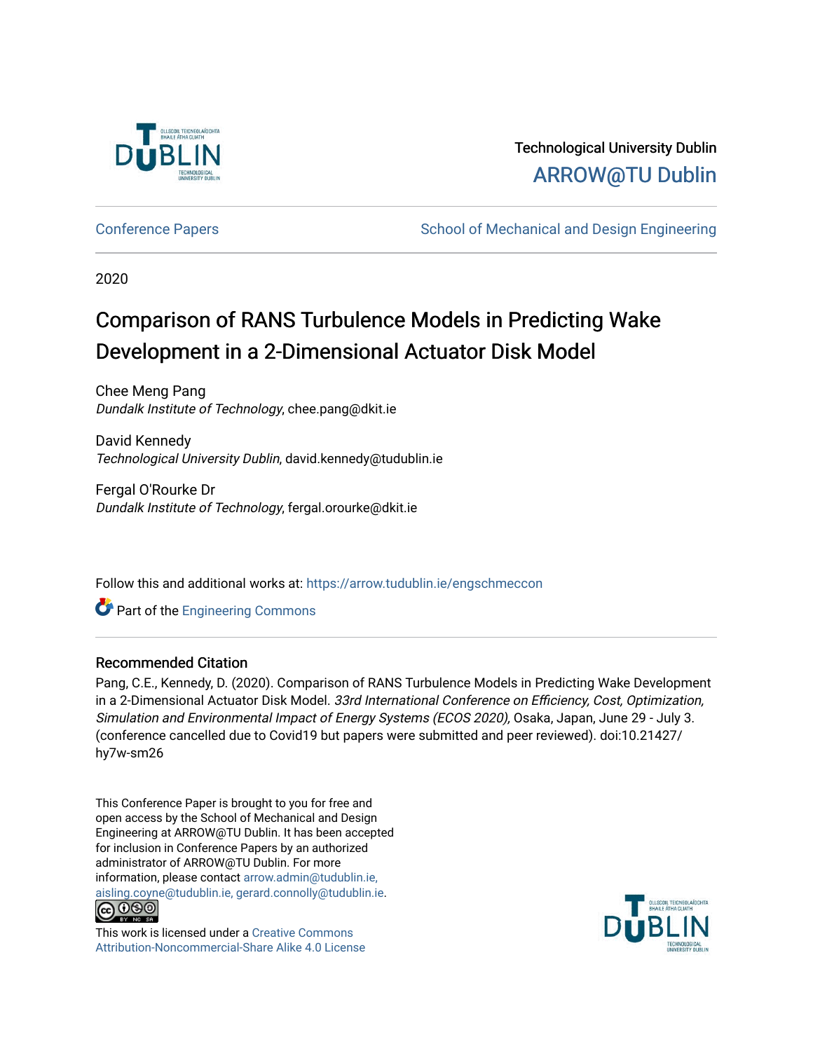Technological University Dublin

ARROW@TU Dublin

Conference Papers | School of Mechanical and Design Engineering

2020

# Comparison of RANS Turbulence Models in Predicting Wake Development in a 2-Dimensional Actuator Disk Model

Chee Meng Pang
*Dundalk Institute of Technology*, chee.pang@dkit.ie

David Kennedy
*Technological University Dublin*, david.kennedy@tudublin.ie

Fergal O'Rourke Dr
*Dundalk Institute of Technology*, fergal.orourke@dkit.ie

Follow this and additional works at: https://arrow.tudublin.ie/engschmeccon

Part of the Engineering Commons

## Recommended Citation

Pang, C.E., Kennedy, D. (2020). Comparison of RANS Turbulence Models in Predicting Wake Development in a 2-Dimensional Actuator Disk Model. *33rd International Conference on Efficiency, Cost, Optimization, Simulation and Environmental Impact of Energy Systems (ECOS 2020),* Osaka, Japan, June 29 - July 3. (conference cancelled due to Covid19 but papers were submitted and peer reviewed). doi:10.21427/hy7w-sm26

This Conference Paper is brought to you for free and open access by the School of Mechanical and Design Engineering at ARROW@TU Dublin. It has been accepted for inclusion in Conference Papers by an authorized administrator of ARROW@TU Dublin. For more information, please contact arrow.admin@tudublin.ie, aisling.coyne@tudublin.ie, gerard.connolly@tudublin.ie.

This work is licensed under a Creative Commons Attribution-Noncommercial-Share Alike 4.0 License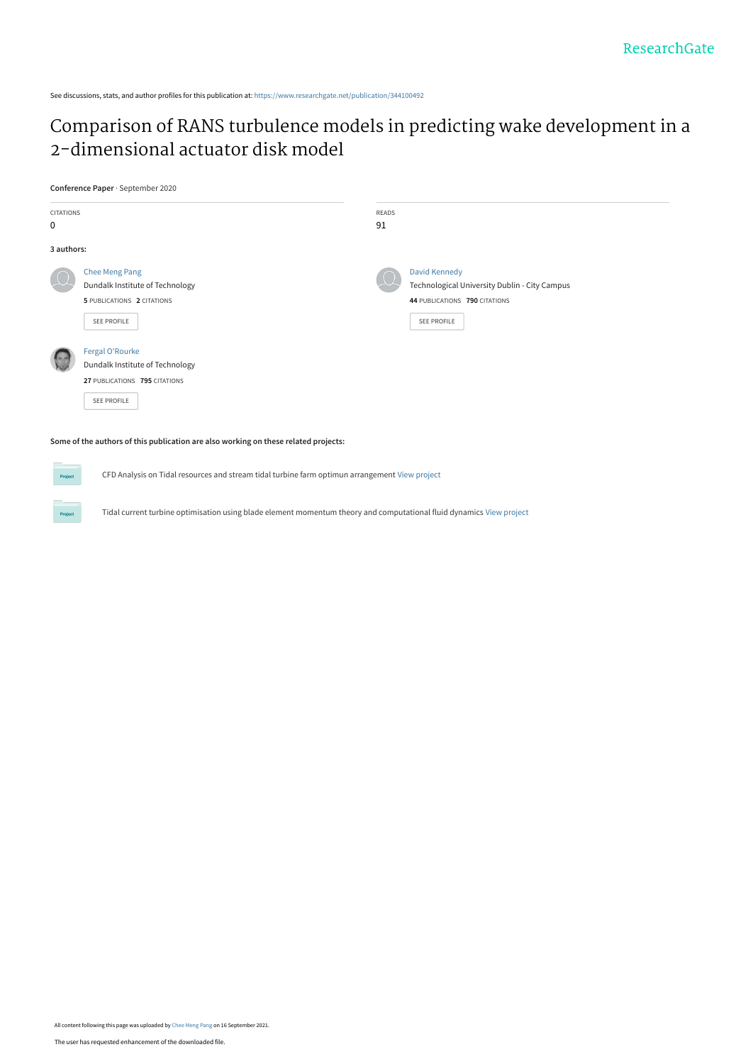See discussions, stats, and author profiles for this publication at: https://www.researchgate.net/publication/344100492

# Comparison of RANS turbulence models in predicting wake development in a 2-dimensional actuator disk model

**Conference Paper** · September 2020

CITATIONS
0

READS
91

**3 authors:**

Chee Meng Pang
Dundalk Institute of Technology
**5** PUBLICATIONS **2** CITATIONS

SEE PROFILE

David Kennedy
Technological University Dublin - City Campus
**44** PUBLICATIONS **790** CITATIONS

SEE PROFILE

Fergal O'Rourke
Dundalk Institute of Technology
**27** PUBLICATIONS **795** CITATIONS

SEE PROFILE

**Some of the authors of this publication are also working on these related projects:**

Project: CFD Analysis on Tidal resources and stream tidal turbine farm optimun arrangement View project

Project: Tidal current turbine optimisation using blade element momentum theory and computational fluid dynamics View project

All content following this page was uploaded by Chee Meng Pang on 16 September 2021.

The user has requested enhancement of the downloaded file.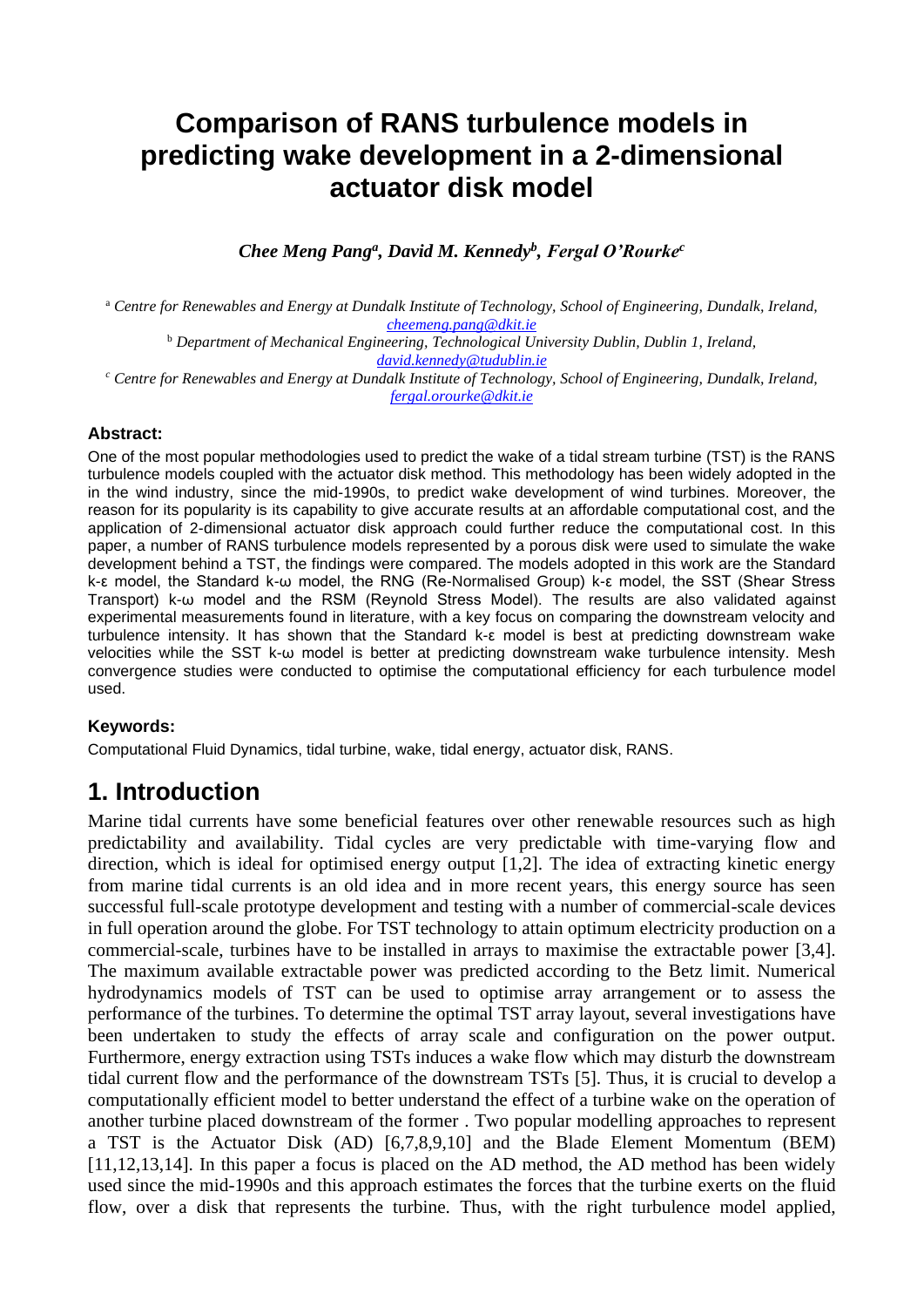# Comparison of RANS turbulence models in predicting wake development in a 2-dimensional actuator disk model

***Chee Meng Pang*[a]*, David M. Kennedy*[b]*, Fergal O'Rourke*[c]**

[a] *Centre for Renewables and Energy at Dundalk Institute of Technology, School of Engineering, Dundalk, Ireland,* *cheemeng.pang@dkit.ie*

[b] *Department of Mechanical Engineering, Technological University Dublin, Dublin 1, Ireland,* *david.kennedy@tudublin.ie*

[c] *Centre for Renewables and Energy at Dundalk Institute of Technology, School of Engineering, Dundalk, Ireland,* *fergal.orourke@dkit.ie*

### Abstract:

One of the most popular methodologies used to predict the wake of a tidal stream turbine (TST) is the RANS turbulence models coupled with the actuator disk method. This methodology has been widely adopted in the in the wind industry, since the mid-1990s, to predict wake development of wind turbines. Moreover, the reason for its popularity is its capability to give accurate results at an affordable computational cost, and the application of 2-dimensional actuator disk approach could further reduce the computational cost. In this paper, a number of RANS turbulence models represented by a porous disk were used to simulate the wake development behind a TST, the findings were compared. The models adopted in this work are the Standard k-ε model, the Standard k-ω model, the RNG (Re-Normalised Group) k-ε model, the SST (Shear Stress Transport) k-ω model and the RSM (Reynold Stress Model). The results are also validated against experimental measurements found in literature, with a key focus on comparing the downstream velocity and turbulence intensity. It has shown that the Standard k-ε model is best at predicting downstream wake velocities while the SST k-ω model is better at predicting downstream wake turbulence intensity. Mesh convergence studies were conducted to optimise the computational efficiency for each turbulence model used.

### Keywords:

Computational Fluid Dynamics, tidal turbine, wake, tidal energy, actuator disk, RANS.

## 1. Introduction

Marine tidal currents have some beneficial features over other renewable resources such as high predictability and availability. Tidal cycles are very predictable with time-varying flow and direction, which is ideal for optimised energy output [1,2]. The idea of extracting kinetic energy from marine tidal currents is an old idea and in more recent years, this energy source has seen successful full-scale prototype development and testing with a number of commercial-scale devices in full operation around the globe. For TST technology to attain optimum electricity production on a commercial-scale, turbines have to be installed in arrays to maximise the extractable power [3,4]. The maximum available extractable power was predicted according to the Betz limit. Numerical hydrodynamics models of TST can be used to optimise array arrangement or to assess the performance of the turbines. To determine the optimal TST array layout, several investigations have been undertaken to study the effects of array scale and configuration on the power output. Furthermore, energy extraction using TSTs induces a wake flow which may disturb the downstream tidal current flow and the performance of the downstream TSTs [5]. Thus, it is crucial to develop a computationally efficient model to better understand the effect of a turbine wake on the operation of another turbine placed downstream of the former . Two popular modelling approaches to represent a TST is the Actuator Disk (AD) [6,7,8,9,10] and the Blade Element Momentum (BEM) [11,12,13,14]. In this paper a focus is placed on the AD method, the AD method has been widely used since the mid-1990s and this approach estimates the forces that the turbine exerts on the fluid flow, over a disk that represents the turbine. Thus, with the right turbulence model applied,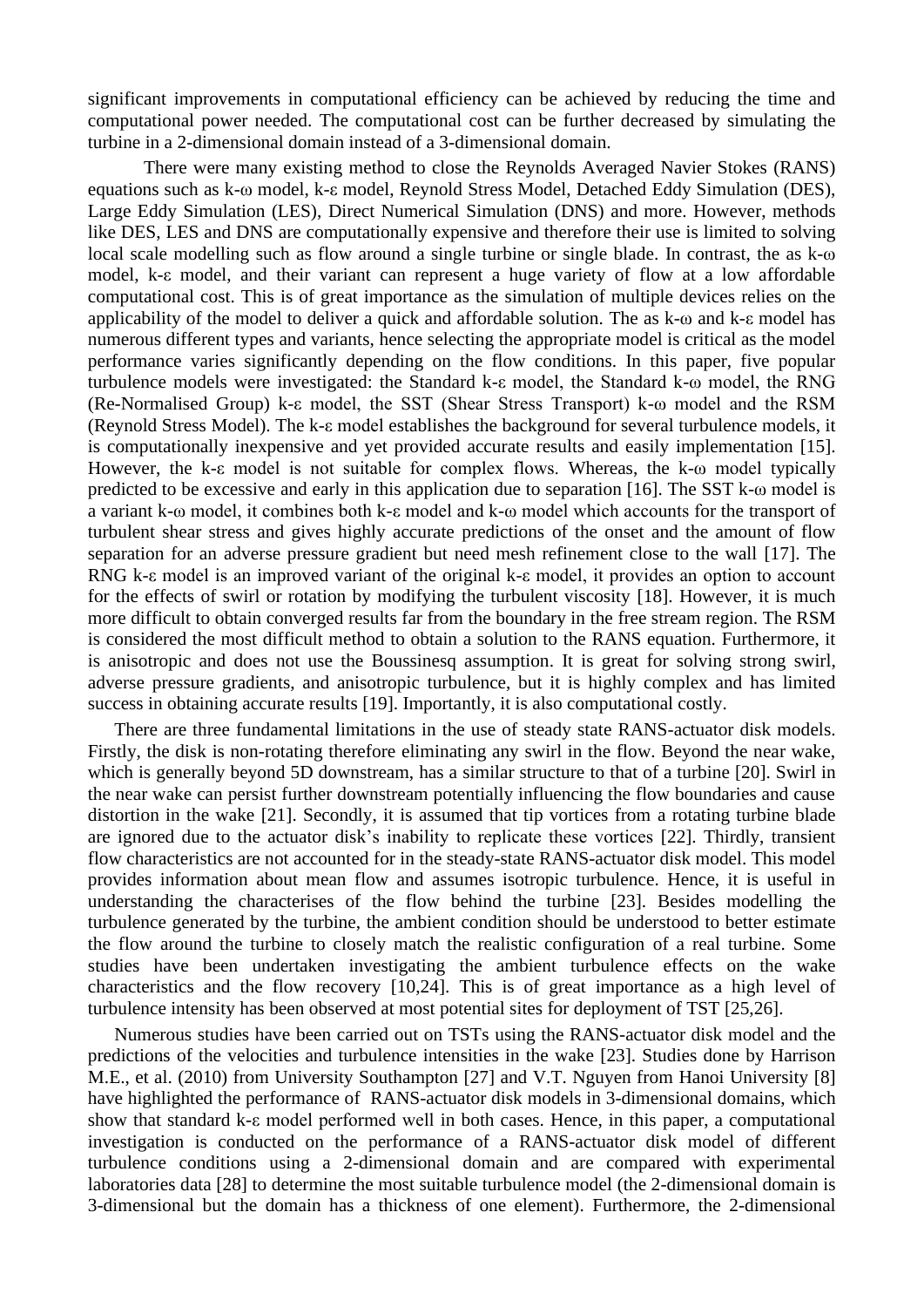significant improvements in computational efficiency can be achieved by reducing the time and computational power needed. The computational cost can be further decreased by simulating the turbine in a 2-dimensional domain instead of a 3-dimensional domain.

There were many existing method to close the Reynolds Averaged Navier Stokes (RANS) equations such as k-ω model, k-ε model, Reynold Stress Model, Detached Eddy Simulation (DES), Large Eddy Simulation (LES), Direct Numerical Simulation (DNS) and more. However, methods like DES, LES and DNS are computationally expensive and therefore their use is limited to solving local scale modelling such as flow around a single turbine or single blade. In contrast, the as k-ω model, k-ε model, and their variant can represent a huge variety of flow at a low affordable computational cost. This is of great importance as the simulation of multiple devices relies on the applicability of the model to deliver a quick and affordable solution. The as k-ω and k-ε model has numerous different types and variants, hence selecting the appropriate model is critical as the model performance varies significantly depending on the flow conditions. In this paper, five popular turbulence models were investigated: the Standard k-ε model, the Standard k-ω model, the RNG (Re-Normalised Group) k-ε model, the SST (Shear Stress Transport) k-ω model and the RSM (Reynold Stress Model). The k-ε model establishes the background for several turbulence models, it is computationally inexpensive and yet provided accurate results and easily implementation [15]. However, the k-ε model is not suitable for complex flows. Whereas, the k-ω model typically predicted to be excessive and early in this application due to separation [16]. The SST k-ω model is a variant k-ω model, it combines both k-ε model and k-ω model which accounts for the transport of turbulent shear stress and gives highly accurate predictions of the onset and the amount of flow separation for an adverse pressure gradient but need mesh refinement close to the wall [17]. The RNG k-ε model is an improved variant of the original k-ε model, it provides an option to account for the effects of swirl or rotation by modifying the turbulent viscosity [18]. However, it is much more difficult to obtain converged results far from the boundary in the free stream region. The RSM is considered the most difficult method to obtain a solution to the RANS equation. Furthermore, it is anisotropic and does not use the Boussinesq assumption. It is great for solving strong swirl, adverse pressure gradients, and anisotropic turbulence, but it is highly complex and has limited success in obtaining accurate results [19]. Importantly, it is also computational costly.

There are three fundamental limitations in the use of steady state RANS-actuator disk models. Firstly, the disk is non-rotating therefore eliminating any swirl in the flow. Beyond the near wake, which is generally beyond 5D downstream, has a similar structure to that of a turbine [20]. Swirl in the near wake can persist further downstream potentially influencing the flow boundaries and cause distortion in the wake [21]. Secondly, it is assumed that tip vortices from a rotating turbine blade are ignored due to the actuator disk's inability to replicate these vortices [22]. Thirdly, transient flow characteristics are not accounted for in the steady-state RANS-actuator disk model. This model provides information about mean flow and assumes isotropic turbulence. Hence, it is useful in understanding the characterises of the flow behind the turbine [23]. Besides modelling the turbulence generated by the turbine, the ambient condition should be understood to better estimate the flow around the turbine to closely match the realistic configuration of a real turbine. Some studies have been undertaken investigating the ambient turbulence effects on the wake characteristics and the flow recovery [10,24]. This is of great importance as a high level of turbulence intensity has been observed at most potential sites for deployment of TST [25,26].

Numerous studies have been carried out on TSTs using the RANS-actuator disk model and the predictions of the velocities and turbulence intensities in the wake [23]. Studies done by Harrison M.E., et al. (2010) from University Southampton [27] and V.T. Nguyen from Hanoi University [8] have highlighted the performance of RANS-actuator disk models in 3-dimensional domains, which show that standard k-ε model performed well in both cases. Hence, in this paper, a computational investigation is conducted on the performance of a RANS-actuator disk model of different turbulence conditions using a 2-dimensional domain and are compared with experimental laboratories data [28] to determine the most suitable turbulence model (the 2-dimensional domain is 3-dimensional but the domain has a thickness of one element). Furthermore, the 2-dimensional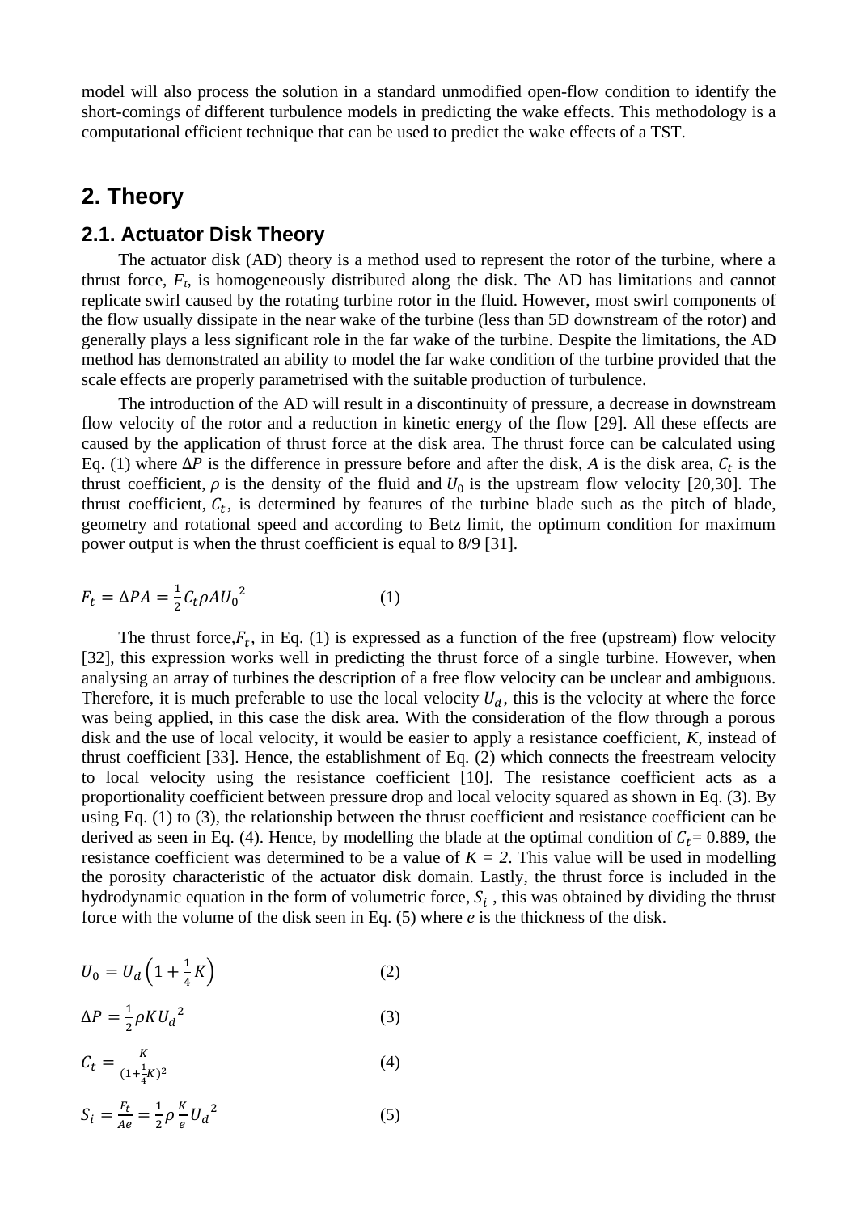model will also process the solution in a standard unmodified open-flow condition to identify the short-comings of different turbulence models in predicting the wake effects. This methodology is a computational efficient technique that can be used to predict the wake effects of a TST.

## 2. Theory

### 2.1. Actuator Disk Theory

The actuator disk (AD) theory is a method used to represent the rotor of the turbine, where a thrust force, $F_t$, is homogeneously distributed along the disk. The AD has limitations and cannot replicate swirl caused by the rotating turbine rotor in the fluid. However, most swirl components of the flow usually dissipate in the near wake of the turbine (less than 5D downstream of the rotor) and generally plays a less significant role in the far wake of the turbine. Despite the limitations, the AD method has demonstrated an ability to model the far wake condition of the turbine provided that the scale effects are properly parametrised with the suitable production of turbulence.

The introduction of the AD will result in a discontinuity of pressure, a decrease in downstream flow velocity of the rotor and a reduction in kinetic energy of the flow [29]. All these effects are caused by the application of thrust force at the disk area. The thrust force can be calculated using Eq. (1) where $\Delta P$ is the difference in pressure before and after the disk, $A$ is the disk area, $C_t$ is the thrust coefficient, $\rho$ is the density of the fluid and $U_0$ is the upstream flow velocity [20,30]. The thrust coefficient, $C_t$, is determined by features of the turbine blade such as the pitch of blade, geometry and rotational speed and according to Betz limit, the optimum condition for maximum power output is when the thrust coefficient is equal to 8/9 [31].

$$F_t = \Delta P A = \frac{1}{2} C_t \rho A {U_0}^2 \tag{1}$$

The thrust force, $F_t$, in Eq. (1) is expressed as a function of the free (upstream) flow velocity [32], this expression works well in predicting the thrust force of a single turbine. However, when analysing an array of turbines the description of a free flow velocity can be unclear and ambiguous. Therefore, it is much preferable to use the local velocity $U_d$, this is the velocity at where the force was being applied, in this case the disk area. With the consideration of the flow through a porous disk and the use of local velocity, it would be easier to apply a resistance coefficient, *K*, instead of thrust coefficient [33]. Hence, the establishment of Eq. (2) which connects the freestream velocity to local velocity using the resistance coefficient [10]. The resistance coefficient acts as a proportionality coefficient between pressure drop and local velocity squared as shown in Eq. (3). By using Eq. (1) to (3), the relationship between the thrust coefficient and resistance coefficient can be derived as seen in Eq. (4). Hence, by modelling the blade at the optimal condition of $C_t$= 0.889, the resistance coefficient was determined to be a value of $K = 2$. This value will be used in modelling the porosity characteristic of the actuator disk domain. Lastly, the thrust force is included in the hydrodynamic equation in the form of volumetric force, $S_i$ , this was obtained by dividing the thrust force with the volume of the disk seen in Eq. (5) where *e* is the thickness of the disk.

$$U_0 = U_d \left(1 + \frac{1}{4} K\right) \tag{2}$$

$$\Delta P = \frac{1}{2} \rho K {U_d}^2 \tag{3}$$

$$C_t = \frac{K}{(1+\frac{1}{4}K)^2} \tag{4}$$

$$S_i = \frac{F_t}{Ae} = \frac{1}{2} \rho \frac{K}{e} {U_d}^2 \tag{5}$$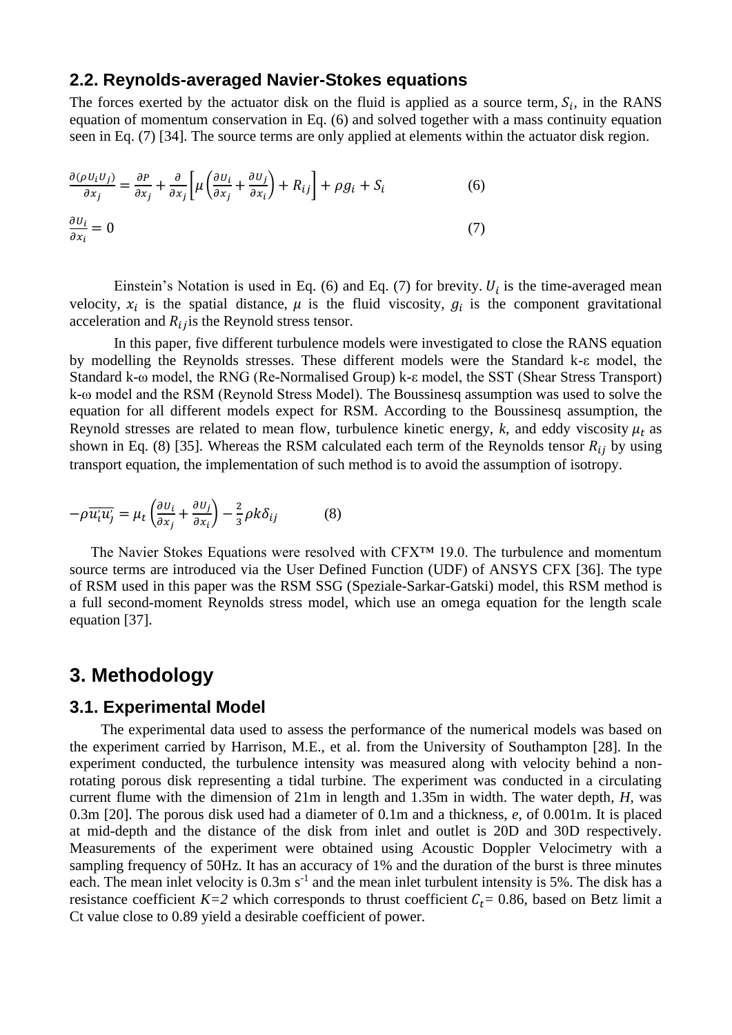### 2.2. Reynolds-averaged Navier-Stokes equations

The forces exerted by the actuator disk on the fluid is applied as a source term, $S_i$, in the RANS equation of momentum conservation in Eq. (6) and solved together with a mass continuity equation seen in Eq. (7) [34]. The source terms are only applied at elements within the actuator disk region.

$$\frac{\partial(\rho U_i U_j)}{\partial x_j} = \frac{\partial P}{\partial x_j} + \frac{\partial}{\partial x_j}\left[\mu\left(\frac{\partial U_i}{\partial x_j} + \frac{\partial U_j}{\partial x_i}\right) + R_{ij}\right] + \rho g_i + S_i \tag{6}$$

$$\frac{\partial U_i}{\partial x_i} = 0 \tag{7}$$

Einstein's Notation is used in Eq. (6) and Eq. (7) for brevity. $U_i$ is the time-averaged mean velocity, $x_i$ is the spatial distance, $\mu$ is the fluid viscosity, $g_i$ is the component gravitational acceleration and $R_{ij}$ is the Reynold stress tensor.

In this paper, five different turbulence models were investigated to close the RANS equation by modelling the Reynolds stresses. These different models were the Standard k-ε model, the Standard k-ω model, the RNG (Re-Normalised Group) k-ε model, the SST (Shear Stress Transport) k-ω model and the RSM (Reynold Stress Model). The Boussinesq assumption was used to solve the equation for all different models expect for RSM. According to the Boussinesq assumption, the Reynold stresses are related to mean flow, turbulence kinetic energy, *k*, and eddy viscosity $\mu_t$ as shown in Eq. (8) [35]. Whereas the RSM calculated each term of the Reynolds tensor $R_{ij}$ by using transport equation, the implementation of such method is to avoid the assumption of isotropy.

$$-\rho\overline{u_i' u_j'} = \mu_t\left(\frac{\partial U_i}{\partial x_j} + \frac{\partial U_j}{\partial x_i}\right) - \frac{2}{3}\rho k \delta_{ij} \tag{8}$$

The Navier Stokes Equations were resolved with CFX™ 19.0. The turbulence and momentum source terms are introduced via the User Defined Function (UDF) of ANSYS CFX [36]. The type of RSM used in this paper was the RSM SSG (Speziale-Sarkar-Gatski) model, this RSM method is a full second-moment Reynolds stress model, which use an omega equation for the length scale equation [37].

## 3. Methodology

### 3.1. Experimental Model

The experimental data used to assess the performance of the numerical models was based on the experiment carried by Harrison, M.E., et al. from the University of Southampton [28]. In the experiment conducted, the turbulence intensity was measured along with velocity behind a non-rotating porous disk representing a tidal turbine. The experiment was conducted in a circulating current flume with the dimension of 21m in length and 1.35m in width. The water depth, *H*, was 0.3m [20]. The porous disk used had a diameter of 0.1m and a thickness, *e*, of 0.001m. It is placed at mid-depth and the distance of the disk from inlet and outlet is 20D and 30D respectively. Measurements of the experiment were obtained using Acoustic Doppler Velocimetry with a sampling frequency of 50Hz. It has an accuracy of 1% and the duration of the burst is three minutes each. The mean inlet velocity is 0.3m s$^{-1}$ and the mean inlet turbulent intensity is 5%. The disk has a resistance coefficient *K=2* which corresponds to thrust coefficient $C_t$= 0.86, based on Betz limit a Ct value close to 0.89 yield a desirable coefficient of power.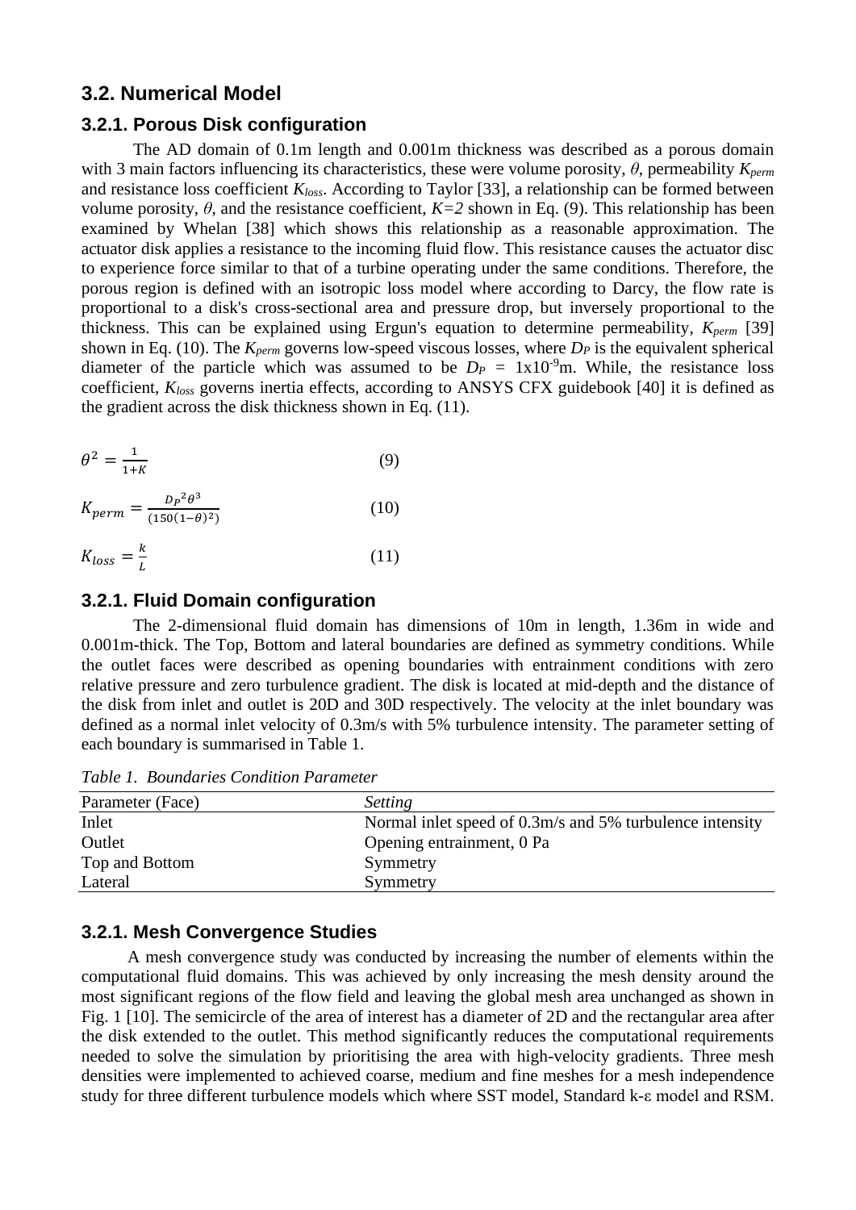## 3.2. Numerical Model

### 3.2.1. Porous Disk configuration

The AD domain of 0.1m length and 0.001m thickness was described as a porous domain with 3 main factors influencing its characteristics, these were volume porosity, $\theta$, permeability $K_{perm}$ and resistance loss coefficient $K_{loss}$. According to Taylor [33], a relationship can be formed between volume porosity, $\theta$, and the resistance coefficient, $K=2$ shown in Eq. (9). This relationship has been examined by Whelan [38] which shows this relationship as a reasonable approximation. The actuator disk applies a resistance to the incoming fluid flow. This resistance causes the actuator disc to experience force similar to that of a turbine operating under the same conditions. Therefore, the porous region is defined with an isotropic loss model where according to Darcy, the flow rate is proportional to a disk's cross-sectional area and pressure drop, but inversely proportional to the thickness. This can be explained using Ergun's equation to determine permeability, $K_{perm}$ [39] shown in Eq. (10). The $K_{perm}$ governs low-speed viscous losses, where $D_P$ is the equivalent spherical diameter of the particle which was assumed to be $D_P = 1\text{x}10^{-9}$m. While, the resistance loss coefficient, $K_{loss}$ governs inertia effects, according to ANSYS CFX guidebook [40] it is defined as the gradient across the disk thickness shown in Eq. (11).

$$\theta^2 = \frac{1}{1+K} \tag{9}$$

$$K_{perm} = \frac{{D_P}^2 \theta^3}{(150(1-\theta)^2)} \tag{10}$$

$$K_{loss} = \frac{k}{L} \tag{11}$$

### 3.2.1. Fluid Domain configuration

The 2-dimensional fluid domain has dimensions of 10m in length, 1.36m in wide and 0.001m-thick. The Top, Bottom and lateral boundaries are defined as symmetry conditions. While the outlet faces were described as opening boundaries with entrainment conditions with zero relative pressure and zero turbulence gradient. The disk is located at mid-depth and the distance of the disk from inlet and outlet is 20D and 30D respectively. The velocity at the inlet boundary was defined as a normal inlet velocity of 0.3m/s with 5% turbulence intensity. The parameter setting of each boundary is summarised in Table 1.

*Table 1. Boundaries Condition Parameter*

| Parameter (Face) | *Setting* |
|---|---|
| Inlet | Normal inlet speed of 0.3m/s and 5% turbulence intensity |
| Outlet | Opening entrainment, 0 Pa |
| Top and Bottom | Symmetry |
| Lateral | Symmetry |

### 3.2.1. Mesh Convergence Studies

A mesh convergence study was conducted by increasing the number of elements within the computational fluid domains. This was achieved by only increasing the mesh density around the most significant regions of the flow field and leaving the global mesh area unchanged as shown in Fig. 1 [10]. The semicircle of the area of interest has a diameter of 2D and the rectangular area after the disk extended to the outlet. This method significantly reduces the computational requirements needed to solve the simulation by prioritising the area with high-velocity gradients. Three mesh densities were implemented to achieved coarse, medium and fine meshes for a mesh independence study for three different turbulence models which where SST model, Standard k-ε model and RSM.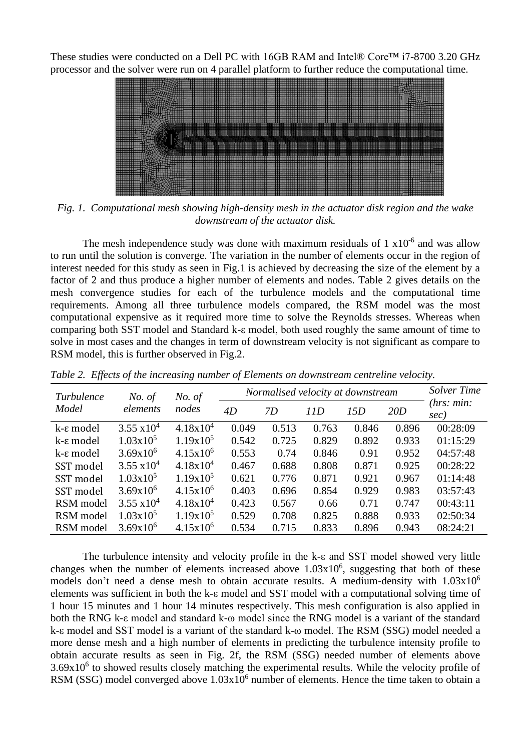These studies were conducted on a Dell PC with 16GB RAM and Intel® Core™ i7-8700 3.20 GHz processor and the solver were run on 4 parallel platform to further reduce the computational time.

*Fig. 1. Computational mesh showing high-density mesh in the actuator disk region and the wake downstream of the actuator disk.*

The mesh independence study was done with maximum residuals of 1 x$10^{-6}$ and was allow to run until the solution is converge. The variation in the number of elements occur in the region of interest needed for this study as seen in Fig.1 is achieved by decreasing the size of the element by a factor of 2 and thus produce a higher number of elements and nodes. Table 2 gives details on the mesh convergence studies for each of the turbulence models and the computational time requirements. Among all three turbulence models compared, the RSM model was the most computational expensive as it required more time to solve the Reynolds stresses. Whereas when comparing both SST model and Standard k-ε model, both used roughly the same amount of time to solve in most cases and the changes in term of downstream velocity is not significant as compare to RSM model, this is further observed in Fig.2.

*Table 2. Effects of the increasing number of Elements on downstream centreline velocity.*

| *Turbulence Model* | *No. of elements* | *No. of nodes* | *Normalised velocity at downstream* | | | | | *Solver Time (hrs: min: sec)* |
|---|---|---|---|---|---|---|---|---|
| | | | *4D* | *7D* | *11D* | *15D* | *20D* | |
| k-ε model | 3.55 x$10^4$ | 4.18x$10^4$ | 0.049 | 0.513 | 0.763 | 0.846 | 0.896 | 00:28:09 |
| k-ε model | 1.03x$10^5$ | 1.19x$10^5$ | 0.542 | 0.725 | 0.829 | 0.892 | 0.933 | 01:15:29 |
| k-ε model | 3.69x$10^6$ | 4.15x$10^6$ | 0.553 | 0.74 | 0.846 | 0.91 | 0.952 | 04:57:48 |
| SST model | 3.55 x$10^4$ | 4.18x$10^4$ | 0.467 | 0.688 | 0.808 | 0.871 | 0.925 | 00:28:22 |
| SST model | 1.03x$10^5$ | 1.19x$10^5$ | 0.621 | 0.776 | 0.871 | 0.921 | 0.967 | 01:14:48 |
| SST model | 3.69x$10^6$ | 4.15x$10^6$ | 0.403 | 0.696 | 0.854 | 0.929 | 0.983 | 03:57:43 |
| RSM model | 3.55 x$10^4$ | 4.18x$10^4$ | 0.423 | 0.567 | 0.66 | 0.71 | 0.747 | 00:43:11 |
| RSM model | 1.03x$10^5$ | 1.19x$10^5$ | 0.529 | 0.708 | 0.825 | 0.888 | 0.933 | 02:50:34 |
| RSM model | 3.69x$10^6$ | 4.15x$10^6$ | 0.534 | 0.715 | 0.833 | 0.896 | 0.943 | 08:24:21 |

The turbulence intensity and velocity profile in the k-ε and SST model showed very little changes when the number of elements increased above 1.03x$10^6$, suggesting that both of these models don't need a dense mesh to obtain accurate results. A medium-density with 1.03x$10^6$ elements was sufficient in both the k-ε model and SST model with a computational solving time of 1 hour 15 minutes and 1 hour 14 minutes respectively. This mesh configuration is also applied in both the RNG k-ε model and standard k-ω model since the RNG model is a variant of the standard k-ε model and SST model is a variant of the standard k-ω model. The RSM (SSG) model needed a more dense mesh and a high number of elements in predicting the turbulence intensity profile to obtain accurate results as seen in Fig. 2f, the RSM (SSG) needed number of elements above 3.69x$10^6$ to showed results closely matching the experimental results. While the velocity profile of RSM (SSG) model converged above 1.03x$10^6$ number of elements. Hence the time taken to obtain a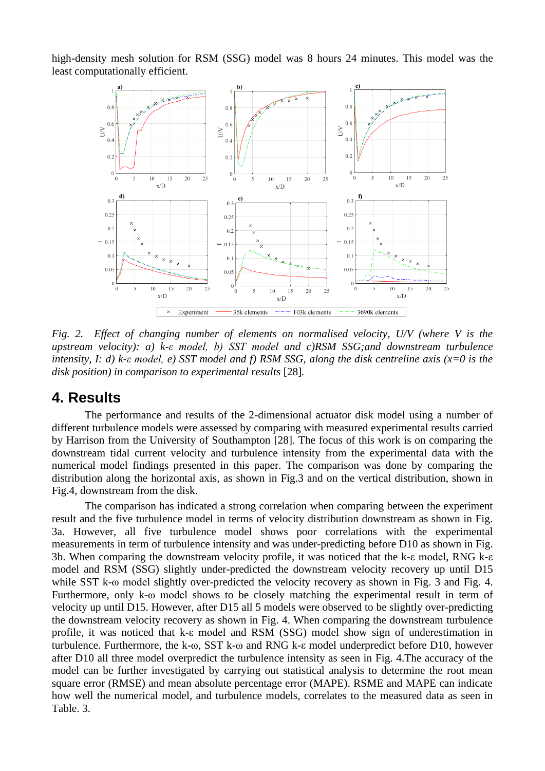high-density mesh solution for RSM (SSG) model was 8 hours 24 minutes. This model was the least computationally efficient.

*Fig. 2. Effect of changing number of elements on normalised velocity, U/V (where V is the upstream velocity): a) k-ε model, b) SST model and c)RSM SSG;and downstream turbulence intensity, I: d) k-ε model, e) SST model and f) RSM SSG, along the disk centreline axis (x=0 is the disk position) in comparison to experimental results* [28].

## 4. Results

The performance and results of the 2-dimensional actuator disk model using a number of different turbulence models were assessed by comparing with measured experimental results carried by Harrison from the University of Southampton [28]. The focus of this work is on comparing the downstream tidal current velocity and turbulence intensity from the experimental data with the numerical model findings presented in this paper. The comparison was done by comparing the distribution along the horizontal axis, as shown in Fig.3 and on the vertical distribution, shown in Fig.4, downstream from the disk.

The comparison has indicated a strong correlation when comparing between the experiment result and the five turbulence model in terms of velocity distribution downstream as shown in Fig. 3a. However, all five turbulence model shows poor correlations with the experimental measurements in term of turbulence intensity and was under-predicting before D10 as shown in Fig. 3b. When comparing the downstream velocity profile, it was noticed that the k-ε model, RNG k-ε model and RSM (SSG) slightly under-predicted the downstream velocity recovery up until D15 while SST k-ω model slightly over-predicted the velocity recovery as shown in Fig. 3 and Fig. 4. Furthermore, only k-ω model shows to be closely matching the experimental result in term of velocity up until D15. However, after D15 all 5 models were observed to be slightly over-predicting the downstream velocity recovery as shown in Fig. 4. When comparing the downstream turbulence profile, it was noticed that k-ε model and RSM (SSG) model show sign of underestimation in turbulence. Furthermore, the k-ω, SST k-ω and RNG k-ε model underpredict before D10, however after D10 all three model overpredict the turbulence intensity as seen in Fig. 4.The accuracy of the model can be further investigated by carrying out statistical analysis to determine the root mean square error (RMSE) and mean absolute percentage error (MAPE). RSME and MAPE can indicate how well the numerical model, and turbulence models, correlates to the measured data as seen in Table. 3.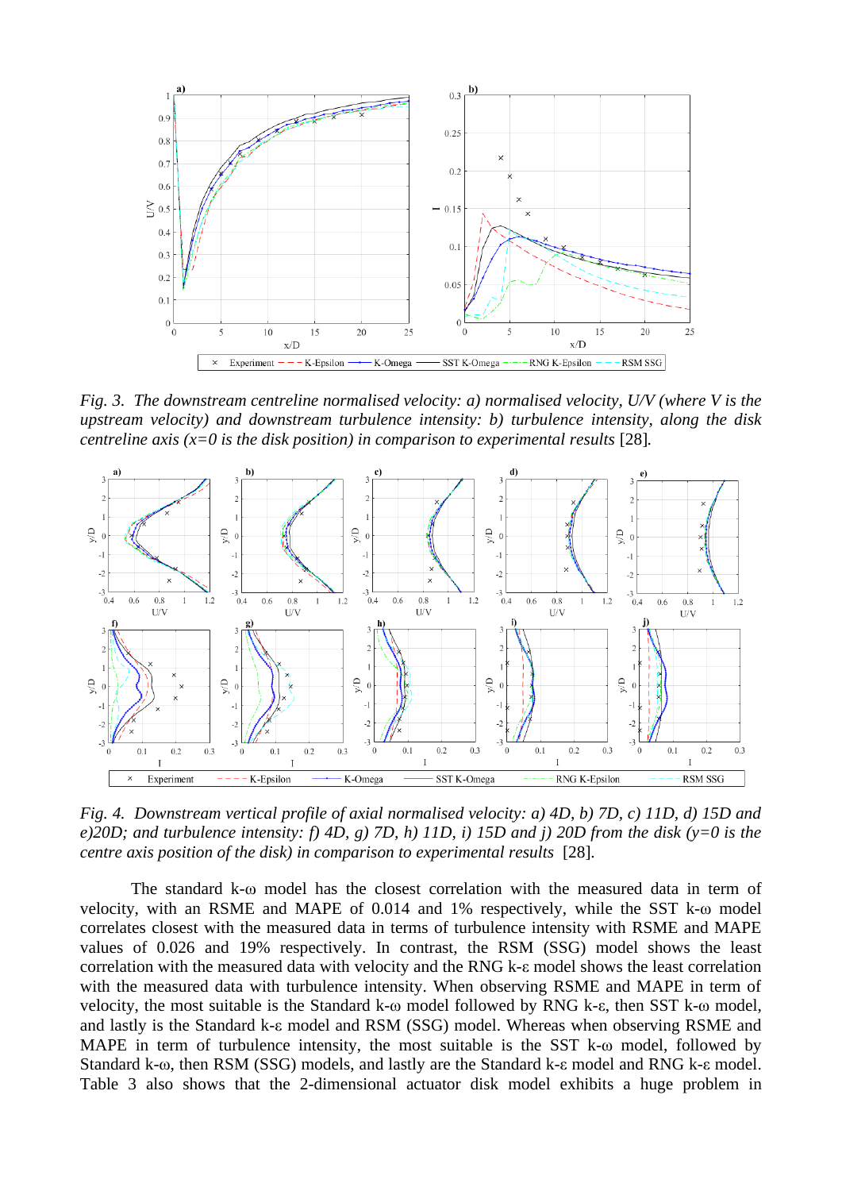*Fig. 3. The downstream centreline normalised velocity: a) normalised velocity, U/V (where V is the upstream velocity) and downstream turbulence intensity: b) turbulence intensity, along the disk centreline axis (x=0 is the disk position) in comparison to experimental results* [28].

*Fig. 4. Downstream vertical profile of axial normalised velocity: a) 4D, b) 7D, c) 11D, d) 15D and e)20D; and turbulence intensity: f) 4D, g) 7D, h) 11D, i) 15D and j) 20D from the disk (y=0 is the centre axis position of the disk) in comparison to experimental results* [28].

The standard k-ω model has the closest correlation with the measured data in term of velocity, with an RSME and MAPE of 0.014 and 1% respectively, while the SST k-ω model correlates closest with the measured data in terms of turbulence intensity with RSME and MAPE values of 0.026 and 19% respectively. In contrast, the RSM (SSG) model shows the least correlation with the measured data with velocity and the RNG k-ε model shows the least correlation with the measured data with turbulence intensity. When observing RSME and MAPE in term of velocity, the most suitable is the Standard k-ω model followed by RNG k-ε, then SST k-ω model, and lastly is the Standard k-ε model and RSM (SSG) model. Whereas when observing RSME and MAPE in term of turbulence intensity, the most suitable is the SST k-ω model, followed by Standard k-ω, then RSM (SSG) models, and lastly are the Standard k-ε model and RNG k-ε model. Table 3 also shows that the 2-dimensional actuator disk model exhibits a huge problem in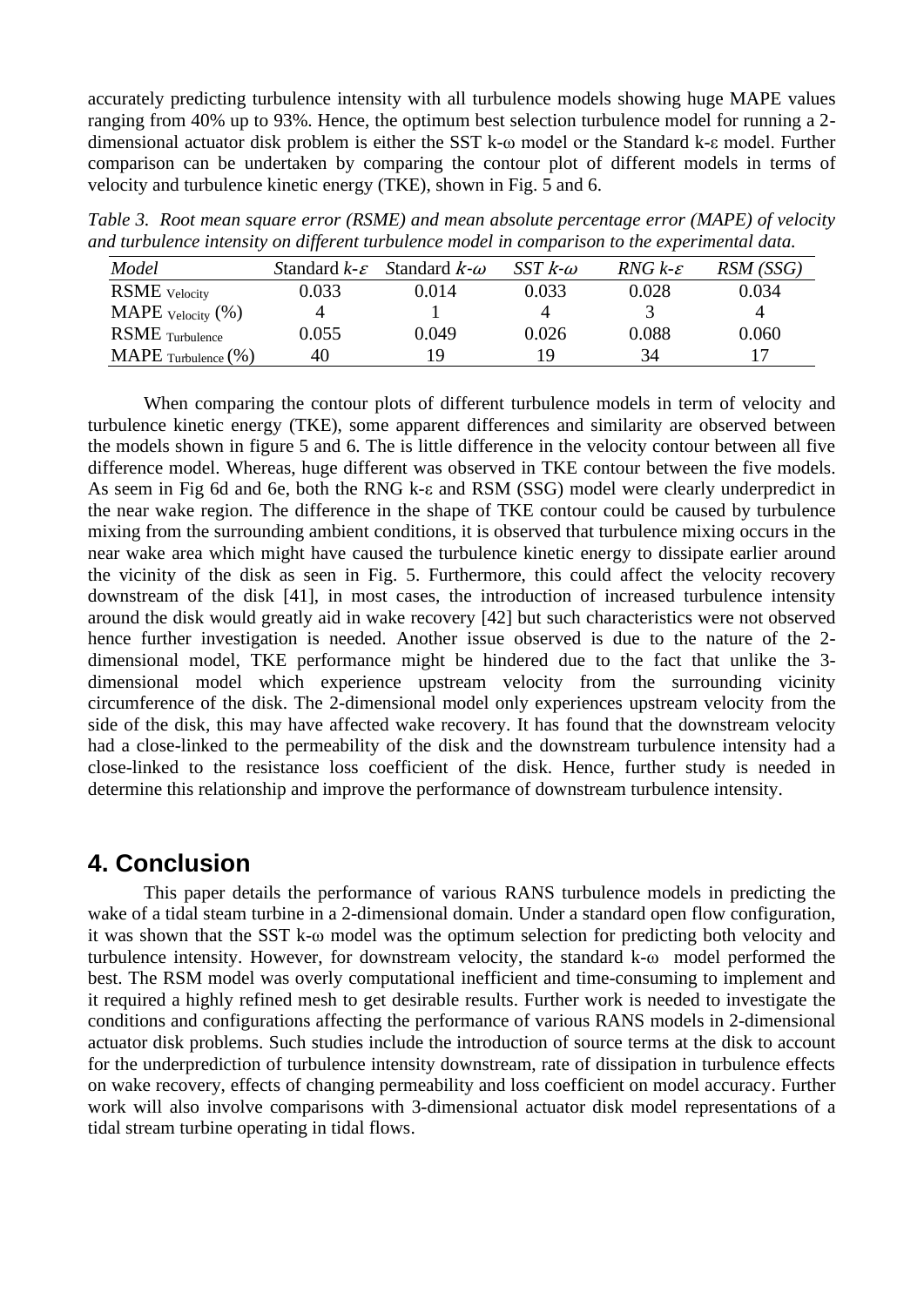accurately predicting turbulence intensity with all turbulence models showing huge MAPE values ranging from 40% up to 93%. Hence, the optimum best selection turbulence model for running a 2-dimensional actuator disk problem is either the SST k-ω model or the Standard k-ε model. Further comparison can be undertaken by comparing the contour plot of different models in terms of velocity and turbulence kinetic energy (TKE), shown in Fig. 5 and 6.

*Table 3. Root mean square error (RSME) and mean absolute percentage error (MAPE) of velocity and turbulence intensity on different turbulence model in comparison to the experimental data.*

| *Model* | Standard $k$-$\varepsilon$ | Standard $k$-$\omega$ | *SST* $k$-$\omega$ | *RNG* $k$-$\varepsilon$ | *RSM (SSG)* |
|---|---|---|---|---|---|
| RSME $_{\text{Velocity}}$ | 0.033 | 0.014 | 0.033 | 0.028 | 0.034 |
| MAPE $_{\text{Velocity}}$ (%) | 4 | 1 | 4 | 3 | 4 |
| RSME $_{\text{Turbulence}}$ | 0.055 | 0.049 | 0.026 | 0.088 | 0.060 |
| MAPE $_{\text{Turbulence}}$ (%) | 40 | 19 | 19 | 34 | 17 |

When comparing the contour plots of different turbulence models in term of velocity and turbulence kinetic energy (TKE), some apparent differences and similarity are observed between the models shown in figure 5 and 6. The is little difference in the velocity contour between all five difference model. Whereas, huge different was observed in TKE contour between the five models. As seem in Fig 6d and 6e, both the RNG k-ε and RSM (SSG) model were clearly underpredict in the near wake region. The difference in the shape of TKE contour could be caused by turbulence mixing from the surrounding ambient conditions, it is observed that turbulence mixing occurs in the near wake area which might have caused the turbulence kinetic energy to dissipate earlier around the vicinity of the disk as seen in Fig. 5. Furthermore, this could affect the velocity recovery downstream of the disk [41], in most cases, the introduction of increased turbulence intensity around the disk would greatly aid in wake recovery [42] but such characteristics were not observed hence further investigation is needed. Another issue observed is due to the nature of the 2-dimensional model, TKE performance might be hindered due to the fact that unlike the 3-dimensional model which experience upstream velocity from the surrounding vicinity circumference of the disk. The 2-dimensional model only experiences upstream velocity from the side of the disk, this may have affected wake recovery. It has found that the downstream velocity had a close-linked to the permeability of the disk and the downstream turbulence intensity had a close-linked to the resistance loss coefficient of the disk. Hence, further study is needed in determine this relationship and improve the performance of downstream turbulence intensity.

## 4. Conclusion

This paper details the performance of various RANS turbulence models in predicting the wake of a tidal steam turbine in a 2-dimensional domain. Under a standard open flow configuration, it was shown that the SST k-ω model was the optimum selection for predicting both velocity and turbulence intensity. However, for downstream velocity, the standard k-ω model performed the best. The RSM model was overly computational inefficient and time-consuming to implement and it required a highly refined mesh to get desirable results. Further work is needed to investigate the conditions and configurations affecting the performance of various RANS models in 2-dimensional actuator disk problems. Such studies include the introduction of source terms at the disk to account for the underprediction of turbulence intensity downstream, rate of dissipation in turbulence effects on wake recovery, effects of changing permeability and loss coefficient on model accuracy. Further work will also involve comparisons with 3-dimensional actuator disk model representations of a tidal stream turbine operating in tidal flows.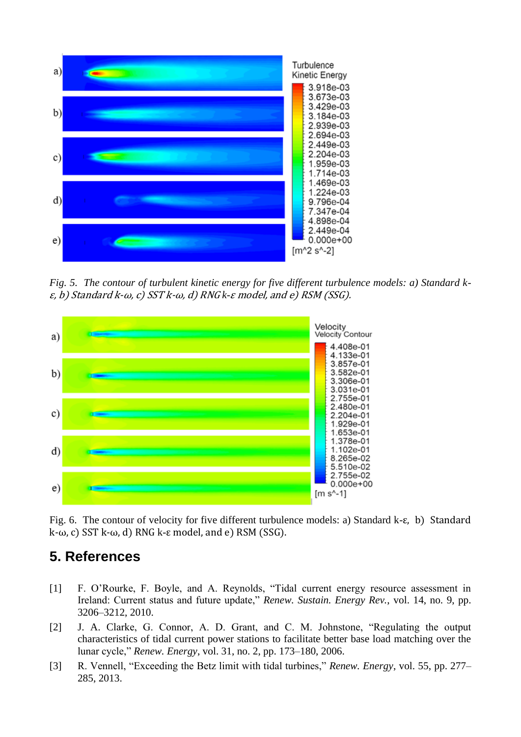*Fig. 5. The contour of turbulent kinetic energy for five different turbulence models: a) Standard k-ε, b) Standard k-ω, c) SST k-ω, d) RNG k-ε model, and e) RSM (SSG).*

Fig. 6. The contour of velocity for five different turbulence models: a) Standard k-ε, b) Standard k-ω, c) SST k-ω, d) RNG k-ε model, and e) RSM (SSG).

## 5. References

[1] F. O'Rourke, F. Boyle, and A. Reynolds, "Tidal current energy resource assessment in Ireland: Current status and future update," *Renew. Sustain. Energy Rev.*, vol. 14, no. 9, pp. 3206–3212, 2010.

[2] J. A. Clarke, G. Connor, A. D. Grant, and C. M. Johnstone, "Regulating the output characteristics of tidal current power stations to facilitate better base load matching over the lunar cycle," *Renew. Energy*, vol. 31, no. 2, pp. 173–180, 2006.

[3] R. Vennell, "Exceeding the Betz limit with tidal turbines," *Renew. Energy*, vol. 55, pp. 277–285, 2013.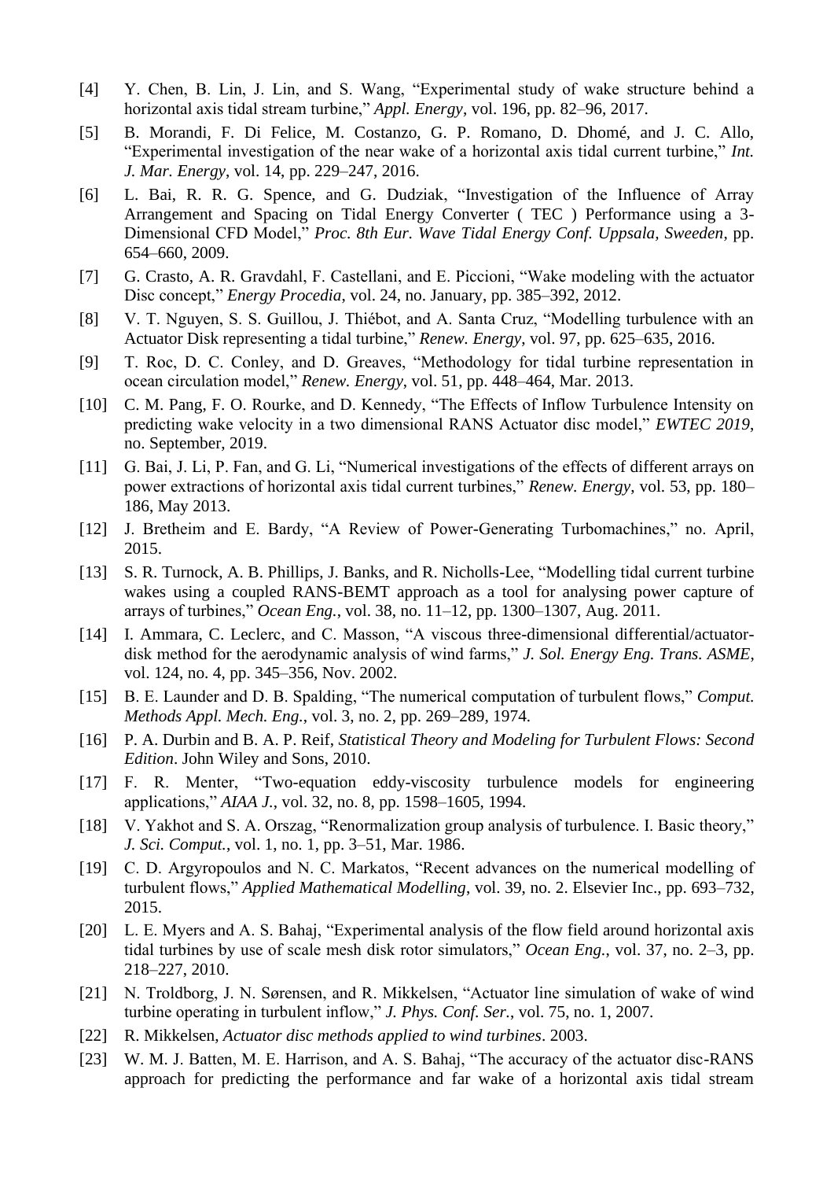[4] Y. Chen, B. Lin, J. Lin, and S. Wang, "Experimental study of wake structure behind a horizontal axis tidal stream turbine," *Appl. Energy*, vol. 196, pp. 82–96, 2017.

[5] B. Morandi, F. Di Felice, M. Costanzo, G. P. Romano, D. Dhomé, and J. C. Allo, "Experimental investigation of the near wake of a horizontal axis tidal current turbine," *Int. J. Mar. Energy*, vol. 14, pp. 229–247, 2016.

[6] L. Bai, R. R. G. Spence, and G. Dudziak, "Investigation of the Influence of Array Arrangement and Spacing on Tidal Energy Converter ( TEC ) Performance using a 3-Dimensional CFD Model," *Proc. 8th Eur. Wave Tidal Energy Conf. Uppsala, Sweeden*, pp. 654–660, 2009.

[7] G. Crasto, A. R. Gravdahl, F. Castellani, and E. Piccioni, "Wake modeling with the actuator Disc concept," *Energy Procedia*, vol. 24, no. January, pp. 385–392, 2012.

[8] V. T. Nguyen, S. S. Guillou, J. Thiébot, and A. Santa Cruz, "Modelling turbulence with an Actuator Disk representing a tidal turbine," *Renew. Energy*, vol. 97, pp. 625–635, 2016.

[9] T. Roc, D. C. Conley, and D. Greaves, "Methodology for tidal turbine representation in ocean circulation model," *Renew. Energy*, vol. 51, pp. 448–464, Mar. 2013.

[10] C. M. Pang, F. O. Rourke, and D. Kennedy, "The Effects of Inflow Turbulence Intensity on predicting wake velocity in a two dimensional RANS Actuator disc model," *EWTEC 2019*, no. September, 2019.

[11] G. Bai, J. Li, P. Fan, and G. Li, "Numerical investigations of the effects of different arrays on power extractions of horizontal axis tidal current turbines," *Renew. Energy*, vol. 53, pp. 180–186, May 2013.

[12] J. Bretheim and E. Bardy, "A Review of Power-Generating Turbomachines," no. April, 2015.

[13] S. R. Turnock, A. B. Phillips, J. Banks, and R. Nicholls-Lee, "Modelling tidal current turbine wakes using a coupled RANS-BEMT approach as a tool for analysing power capture of arrays of turbines," *Ocean Eng.*, vol. 38, no. 11–12, pp. 1300–1307, Aug. 2011.

[14] I. Ammara, C. Leclerc, and C. Masson, "A viscous three-dimensional differential/actuator-disk method for the aerodynamic analysis of wind farms," *J. Sol. Energy Eng. Trans. ASME*, vol. 124, no. 4, pp. 345–356, Nov. 2002.

[15] B. E. Launder and D. B. Spalding, "The numerical computation of turbulent flows," *Comput. Methods Appl. Mech. Eng.*, vol. 3, no. 2, pp. 269–289, 1974.

[16] P. A. Durbin and B. A. P. Reif, *Statistical Theory and Modeling for Turbulent Flows: Second Edition*. John Wiley and Sons, 2010.

[17] F. R. Menter, "Two-equation eddy-viscosity turbulence models for engineering applications," *AIAA J.*, vol. 32, no. 8, pp. 1598–1605, 1994.

[18] V. Yakhot and S. A. Orszag, "Renormalization group analysis of turbulence. I. Basic theory," *J. Sci. Comput.*, vol. 1, no. 1, pp. 3–51, Mar. 1986.

[19] C. D. Argyropoulos and N. C. Markatos, "Recent advances on the numerical modelling of turbulent flows," *Applied Mathematical Modelling*, vol. 39, no. 2. Elsevier Inc., pp. 693–732, 2015.

[20] L. E. Myers and A. S. Bahaj, "Experimental analysis of the flow field around horizontal axis tidal turbines by use of scale mesh disk rotor simulators," *Ocean Eng.*, vol. 37, no. 2–3, pp. 218–227, 2010.

[21] N. Troldborg, J. N. Sørensen, and R. Mikkelsen, "Actuator line simulation of wake of wind turbine operating in turbulent inflow," *J. Phys. Conf. Ser.*, vol. 75, no. 1, 2007.

[22] R. Mikkelsen, *Actuator disc methods applied to wind turbines*. 2003.

[23] W. M. J. Batten, M. E. Harrison, and A. S. Bahaj, "The accuracy of the actuator disc-RANS approach for predicting the performance and far wake of a horizontal axis tidal stream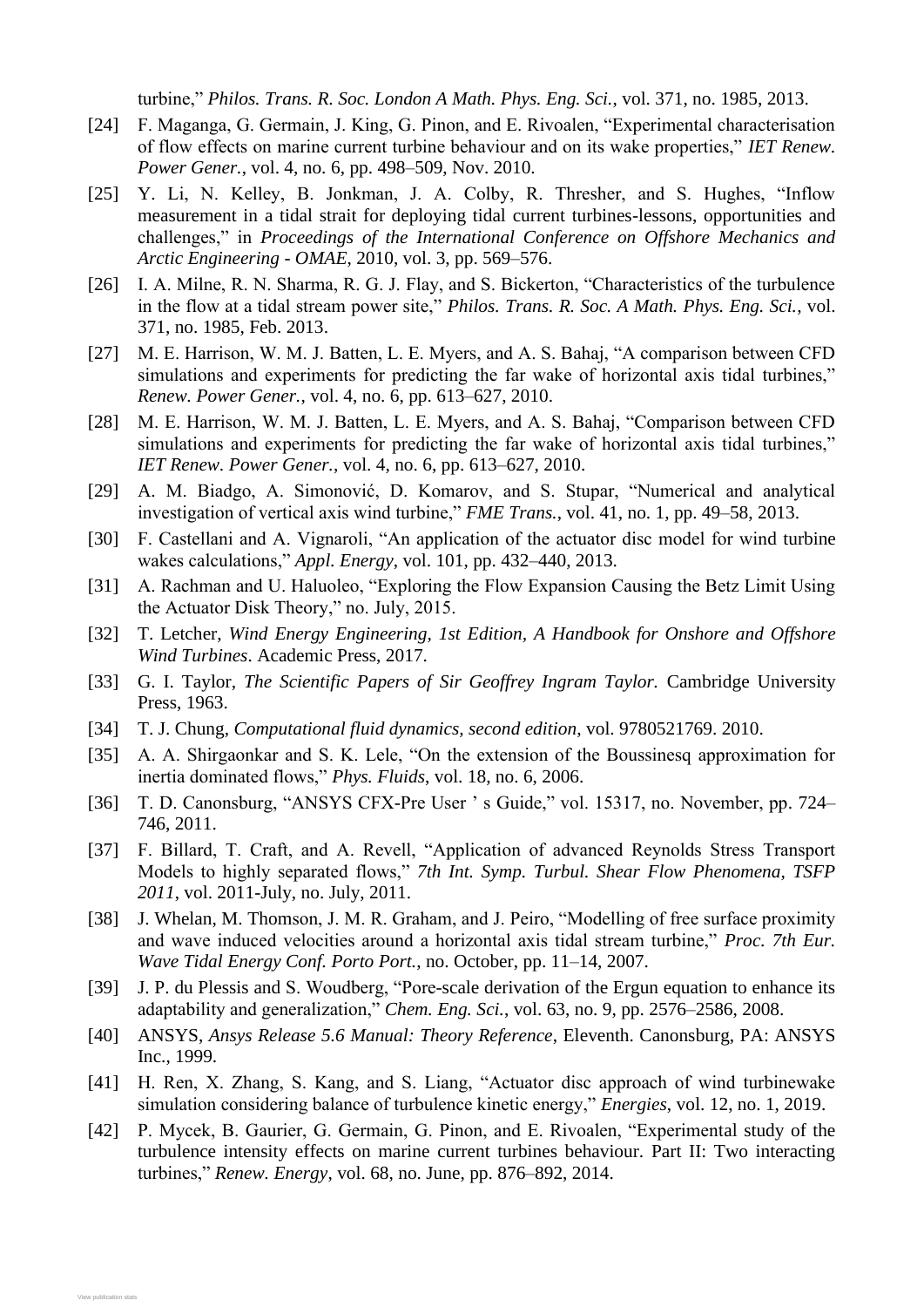turbine," *Philos. Trans. R. Soc. London A Math. Phys. Eng. Sci.*, vol. 371, no. 1985, 2013.

[24] F. Maganga, G. Germain, J. King, G. Pinon, and E. Rivoalen, "Experimental characterisation of flow effects on marine current turbine behaviour and on its wake properties," *IET Renew. Power Gener.*, vol. 4, no. 6, pp. 498–509, Nov. 2010.

[25] Y. Li, N. Kelley, B. Jonkman, J. A. Colby, R. Thresher, and S. Hughes, "Inflow measurement in a tidal strait for deploying tidal current turbines-lessons, opportunities and challenges," in *Proceedings of the International Conference on Offshore Mechanics and Arctic Engineering - OMAE*, 2010, vol. 3, pp. 569–576.

[26] I. A. Milne, R. N. Sharma, R. G. J. Flay, and S. Bickerton, "Characteristics of the turbulence in the flow at a tidal stream power site," *Philos. Trans. R. Soc. A Math. Phys. Eng. Sci.*, vol. 371, no. 1985, Feb. 2013.

[27] M. E. Harrison, W. M. J. Batten, L. E. Myers, and A. S. Bahaj, "A comparison between CFD simulations and experiments for predicting the far wake of horizontal axis tidal turbines," *Renew. Power Gener.*, vol. 4, no. 6, pp. 613–627, 2010.

[28] M. E. Harrison, W. M. J. Batten, L. E. Myers, and A. S. Bahaj, "Comparison between CFD simulations and experiments for predicting the far wake of horizontal axis tidal turbines," *IET Renew. Power Gener.*, vol. 4, no. 6, pp. 613–627, 2010.

[29] A. M. Biadgo, A. Simonović, D. Komarov, and S. Stupar, "Numerical and analytical investigation of vertical axis wind turbine," *FME Trans.*, vol. 41, no. 1, pp. 49–58, 2013.

[30] F. Castellani and A. Vignaroli, "An application of the actuator disc model for wind turbine wakes calculations," *Appl. Energy*, vol. 101, pp. 432–440, 2013.

[31] A. Rachman and U. Haluoleo, "Exploring the Flow Expansion Causing the Betz Limit Using the Actuator Disk Theory," no. July, 2015.

[32] T. Letcher, *Wind Energy Engineering, 1st Edition, A Handbook for Onshore and Offshore Wind Turbines*. Academic Press, 2017.

[33] G. I. Taylor, *The Scientific Papers of Sir Geoffrey Ingram Taylor.* Cambridge University Press, 1963.

[34] T. J. Chung, *Computational fluid dynamics, second edition*, vol. 9780521769. 2010.

[35] A. A. Shirgaonkar and S. K. Lele, "On the extension of the Boussinesq approximation for inertia dominated flows," *Phys. Fluids*, vol. 18, no. 6, 2006.

[36] T. D. Canonsburg, "ANSYS CFX-Pre User ' s Guide," vol. 15317, no. November, pp. 724–746, 2011.

[37] F. Billard, T. Craft, and A. Revell, "Application of advanced Reynolds Stress Transport Models to highly separated flows," *7th Int. Symp. Turbul. Shear Flow Phenomena, TSFP 2011*, vol. 2011-July, no. July, 2011.

[38] J. Whelan, M. Thomson, J. M. R. Graham, and J. Peiro, "Modelling of free surface proximity and wave induced velocities around a horizontal axis tidal stream turbine," *Proc. 7th Eur. Wave Tidal Energy Conf. Porto Port.*, no. October, pp. 11–14, 2007.

[39] J. P. du Plessis and S. Woudberg, "Pore-scale derivation of the Ergun equation to enhance its adaptability and generalization," *Chem. Eng. Sci.*, vol. 63, no. 9, pp. 2576–2586, 2008.

[40] ANSYS, *Ansys Release 5.6 Manual: Theory Reference*, Eleventh. Canonsburg, PA: ANSYS Inc., 1999.

[41] H. Ren, X. Zhang, S. Kang, and S. Liang, "Actuator disc approach of wind turbinewake simulation considering balance of turbulence kinetic energy," *Energies*, vol. 12, no. 1, 2019.

[42] P. Mycek, B. Gaurier, G. Germain, G. Pinon, and E. Rivoalen, "Experimental study of the turbulence intensity effects on marine current turbines behaviour. Part II: Two interacting turbines," *Renew. Energy*, vol. 68, no. June, pp. 876–892, 2014.